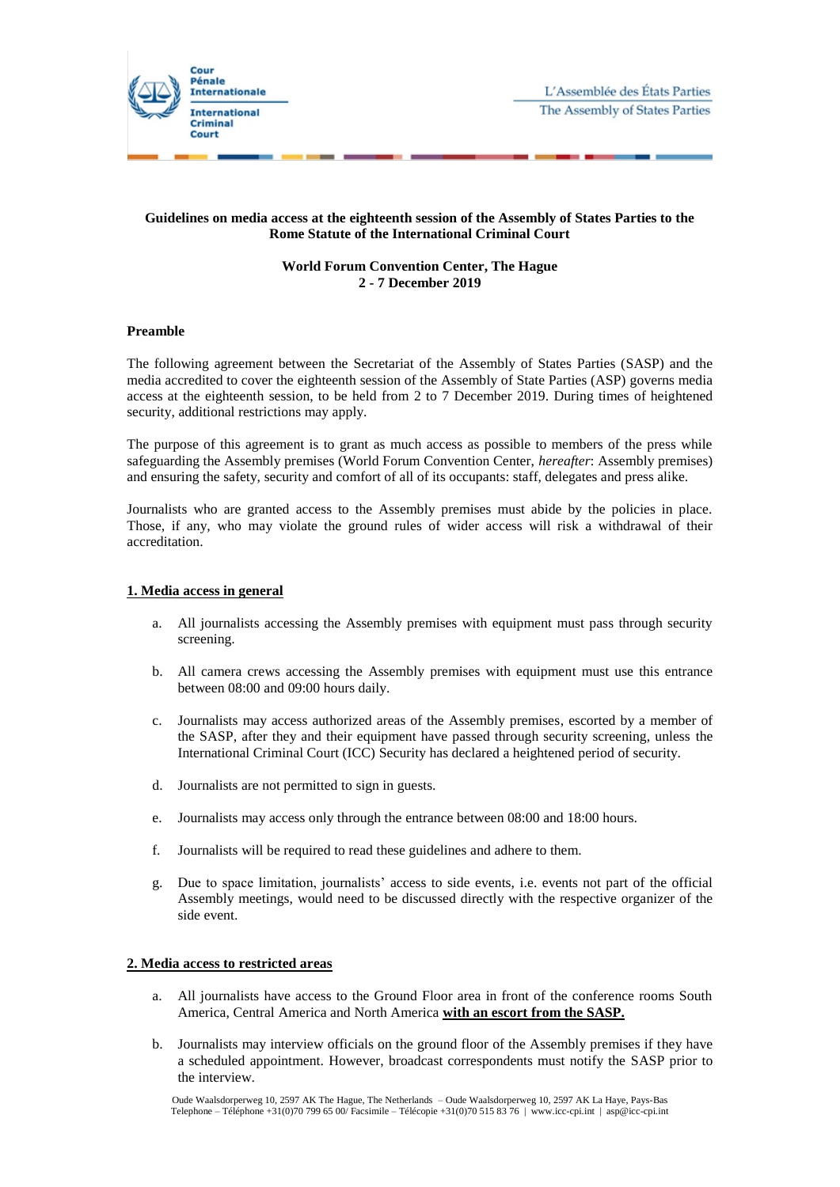Cour Pénale Internationale

International Criminal Court

L'Assemblée des États Parties

The Assembly of States Parties

**Guidelines on media access at the eighteenth session of the Assembly of States Parties to the Rome Statute of the International Criminal Court**

**World Forum Convention Center, The Hague**
**2 - 7 December 2019**

**Preamble**

The following agreement between the Secretariat of the Assembly of States Parties (SASP) and the media accredited to cover the eighteenth session of the Assembly of State Parties (ASP) governs media access at the eighteenth session, to be held from 2 to 7 December 2019. During times of heightened security, additional restrictions may apply.

The purpose of this agreement is to grant as much access as possible to members of the press while safeguarding the Assembly premises (World Forum Convention Center, *hereafter*: Assembly premises) and ensuring the safety, security and comfort of all of its occupants: staff, delegates and press alike.

Journalists who are granted access to the Assembly premises must abide by the policies in place. Those, if any, who may violate the ground rules of wider access will risk a withdrawal of their accreditation.

**1. Media access in general**

a. All journalists accessing the Assembly premises with equipment must pass through security screening.

b. All camera crews accessing the Assembly premises with equipment must use this entrance between 08:00 and 09:00 hours daily.

c. Journalists may access authorized areas of the Assembly premises, escorted by a member of the SASP, after they and their equipment have passed through security screening, unless the International Criminal Court (ICC) Security has declared a heightened period of security.

d. Journalists are not permitted to sign in guests.

e. Journalists may access only through the entrance between 08:00 and 18:00 hours.

f. Journalists will be required to read these guidelines and adhere to them.

g. Due to space limitation, journalists' access to side events, i.e. events not part of the official Assembly meetings, would need to be discussed directly with the respective organizer of the side event.

**2. Media access to restricted areas**

a. All journalists have access to the Ground Floor area in front of the conference rooms South America, Central America and North America **with an escort from the SASP.**

b. Journalists may interview officials on the ground floor of the Assembly premises if they have a scheduled appointment. However, broadcast correspondents must notify the SASP prior to the interview.

Oude Waalsdorperweg 10, 2597 AK The Hague, The Netherlands – Oude Waalsdorperweg 10, 2597 AK La Haye, Pays-Bas
Telephone – Téléphone +31(0)70 799 65 00/ Facsimile – Télécopie +31(0)70 515 83 76 | www.icc-cpi.int | asp@icc-cpi.int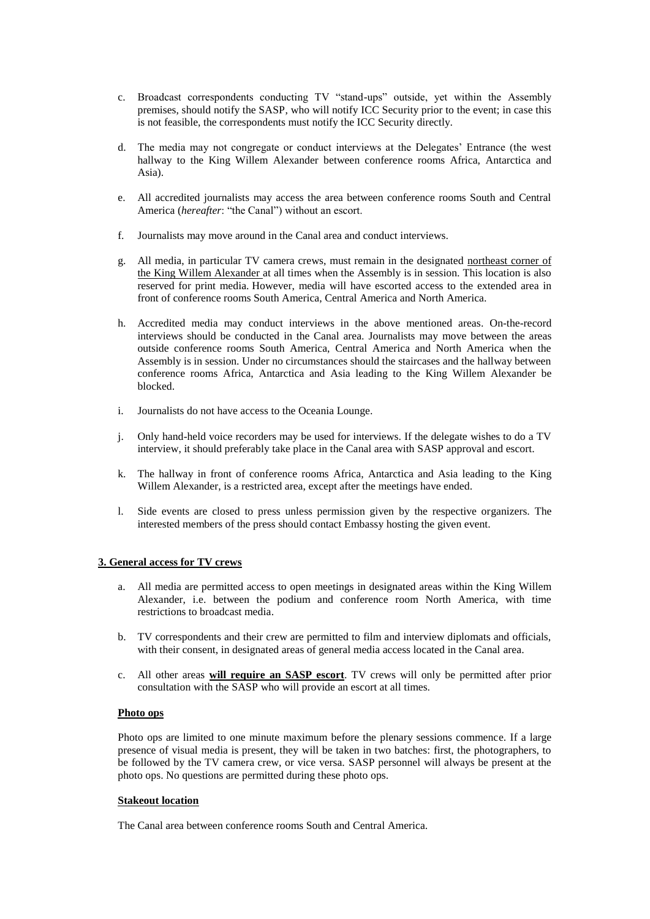c. Broadcast correspondents conducting TV "stand-ups" outside, yet within the Assembly premises, should notify the SASP, who will notify ICC Security prior to the event; in case this is not feasible, the correspondents must notify the ICC Security directly.

d. The media may not congregate or conduct interviews at the Delegates' Entrance (the west hallway to the King Willem Alexander between conference rooms Africa, Antarctica and Asia).

e. All accredited journalists may access the area between conference rooms South and Central America (*hereafter*: "the Canal") without an escort.

f. Journalists may move around in the Canal area and conduct interviews.

g. All media, in particular TV camera crews, must remain in the designated northeast corner of the King Willem Alexander at all times when the Assembly is in session. This location is also reserved for print media. However, media will have escorted access to the extended area in front of conference rooms South America, Central America and North America.

h. Accredited media may conduct interviews in the above mentioned areas. On-the-record interviews should be conducted in the Canal area. Journalists may move between the areas outside conference rooms South America, Central America and North America when the Assembly is in session. Under no circumstances should the staircases and the hallway between conference rooms Africa, Antarctica and Asia leading to the King Willem Alexander be blocked.

i. Journalists do not have access to the Oceania Lounge.

j. Only hand-held voice recorders may be used for interviews. If the delegate wishes to do a TV interview, it should preferably take place in the Canal area with SASP approval and escort.

k. The hallway in front of conference rooms Africa, Antarctica and Asia leading to the King Willem Alexander, is a restricted area, except after the meetings have ended.

l. Side events are closed to press unless permission given by the respective organizers. The interested members of the press should contact Embassy hosting the given event.

**3. General access for TV crews**

a. All media are permitted access to open meetings in designated areas within the King Willem Alexander, i.e. between the podium and conference room North America, with time restrictions to broadcast media.

b. TV correspondents and their crew are permitted to film and interview diplomats and officials, with their consent, in designated areas of general media access located in the Canal area.

c. All other areas **will require an SASP escort**. TV crews will only be permitted after prior consultation with the SASP who will provide an escort at all times.

**Photo ops**

Photo ops are limited to one minute maximum before the plenary sessions commence. If a large presence of visual media is present, they will be taken in two batches: first, the photographers, to be followed by the TV camera crew, or vice versa. SASP personnel will always be present at the photo ops. No questions are permitted during these photo ops.

**Stakeout location**

The Canal area between conference rooms South and Central America.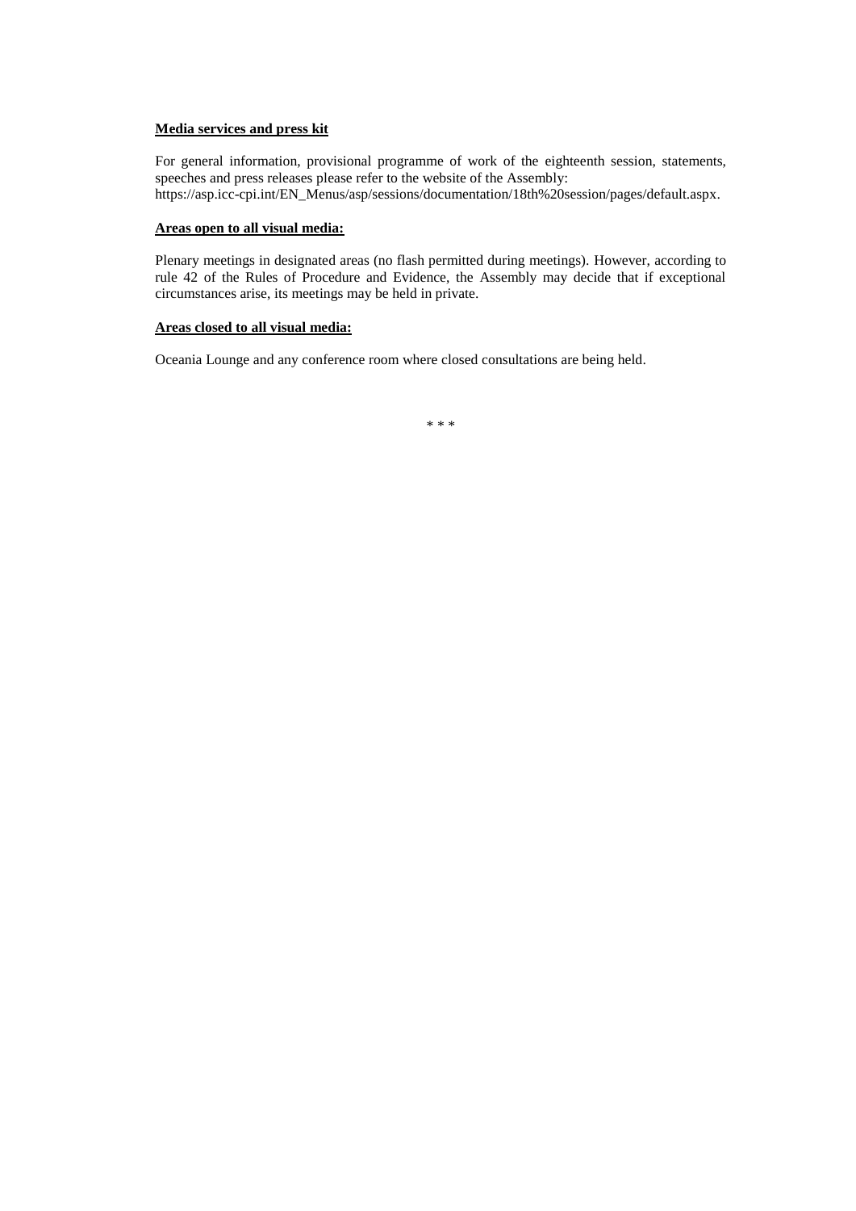**<u>Media services and press kit</u>**

For general information, provisional programme of work of the eighteenth session, statements, speeches and press releases please refer to the website of the Assembly:
https://asp.icc-cpi.int/EN_Menus/asp/sessions/documentation/18th%20session/pages/default.aspx.

**<u>Areas open to all visual media:</u>**

Plenary meetings in designated areas (no flash permitted during meetings). However, according to rule 42 of the Rules of Procedure and Evidence, the Assembly may decide that if exceptional circumstances arise, its meetings may be held in private.

**<u>Areas closed to all visual media:</u>**

Oceania Lounge and any conference room where closed consultations are being held.

\* \* \*